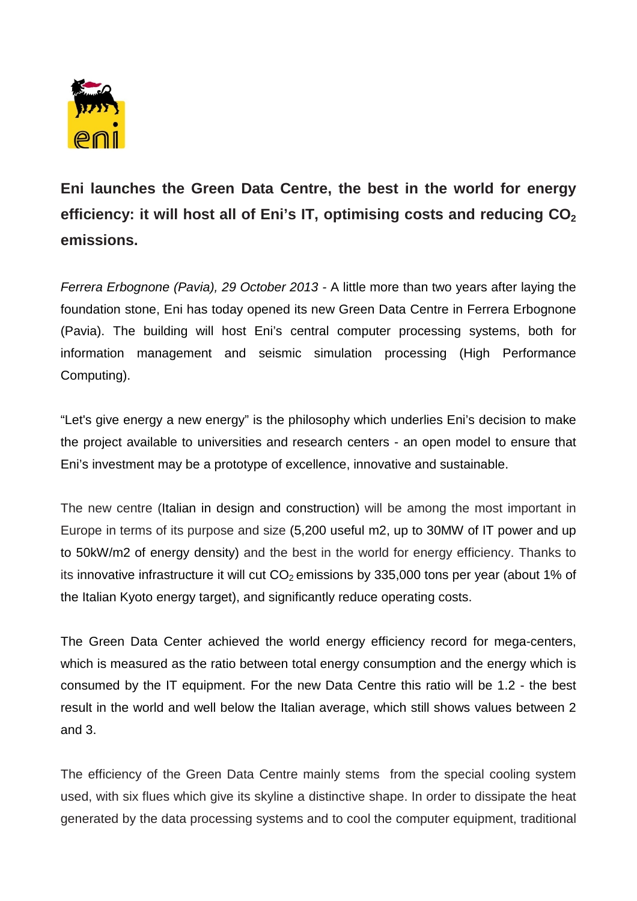# Eni launches the Green Data Centre, the best in the world for energy efficiency: it will host all of Eni's IT, optimising costs and reducing $CO_2$ emissions.

*Ferrera Erbognone (Pavia), 29 October 2013* - A little more than two years after laying the foundation stone, Eni has today opened its new Green Data Centre in Ferrera Erbognone (Pavia). The building will host Eni's central computer processing systems, both for information management and seismic simulation processing (High Performance Computing).

"Let's give energy a new energy" is the philosophy which underlies Eni's decision to make the project available to universities and research centers - an open model to ensure that Eni's investment may be a prototype of excellence, innovative and sustainable.

The new centre (Italian in design and construction) will be among the most important in Europe in terms of its purpose and size (5,200 useful m2, up to 30MW of IT power and up to 50kW/m2 of energy density) and the best in the world for energy efficiency. Thanks to its innovative infrastructure it will cut $CO_2$ emissions by 335,000 tons per year (about 1% of the Italian Kyoto energy target), and significantly reduce operating costs.

The Green Data Center achieved the world energy efficiency record for mega-centers, which is measured as the ratio between total energy consumption and the energy which is consumed by the IT equipment. For the new Data Centre this ratio will be 1.2 - the best result in the world and well below the Italian average, which still shows values between 2 and 3.

The efficiency of the Green Data Centre mainly stems from the special cooling system used, with six flues which give its skyline a distinctive shape. In order to dissipate the heat generated by the data processing systems and to cool the computer equipment, traditional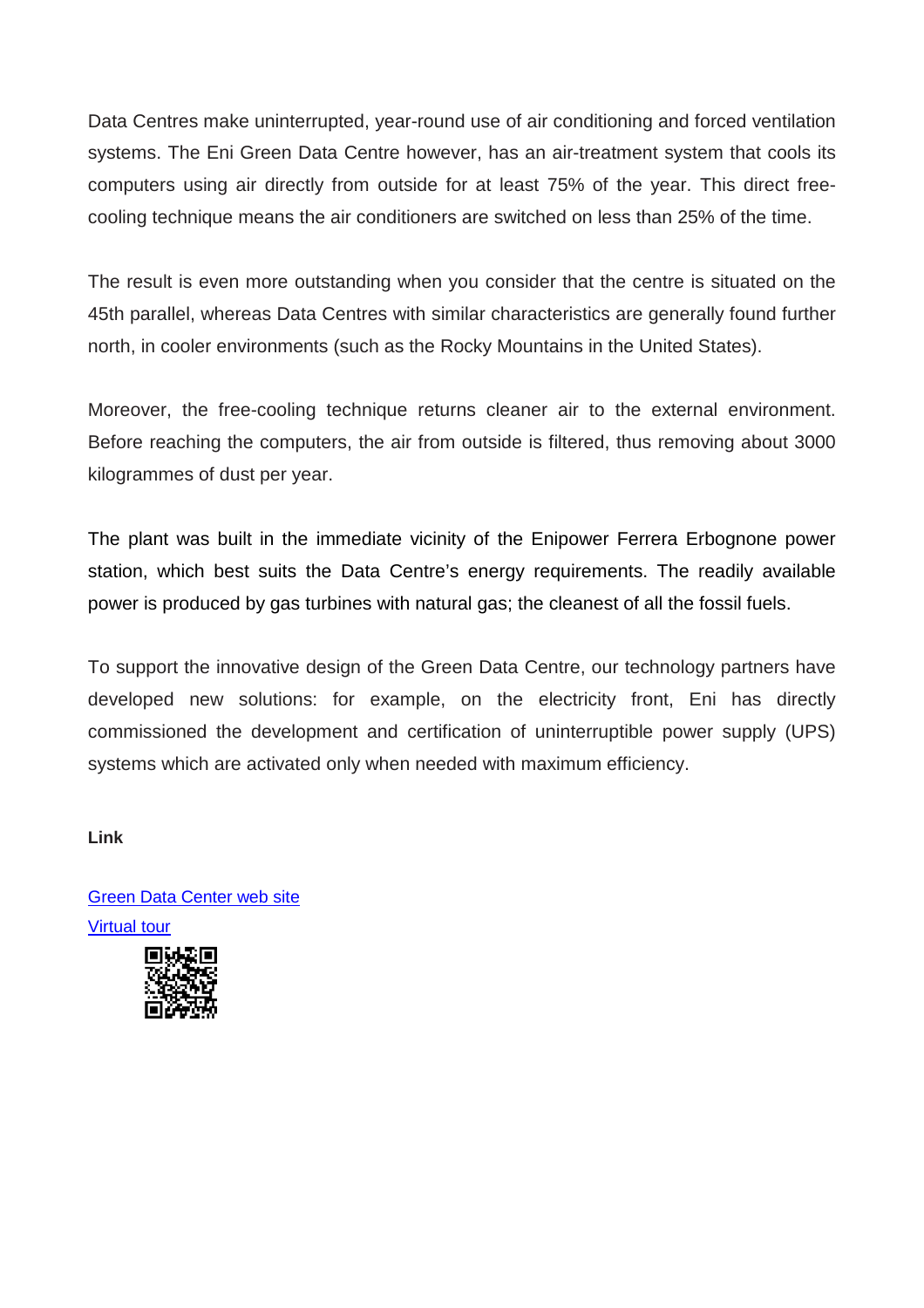Data Centres make uninterrupted, year-round use of air conditioning and forced ventilation systems. The Eni Green Data Centre however, has an air-treatment system that cools its computers using air directly from outside for at least 75% of the year. This direct free-cooling technique means the air conditioners are switched on less than 25% of the time.

The result is even more outstanding when you consider that the centre is situated on the 45th parallel, whereas Data Centres with similar characteristics are generally found further north, in cooler environments (such as the Rocky Mountains in the United States).

Moreover, the free-cooling technique returns cleaner air to the external environment. Before reaching the computers, the air from outside is filtered, thus removing about 3000 kilogrammes of dust per year.

The plant was built in the immediate vicinity of the Enipower Ferrera Erbognone power station, which best suits the Data Centre's energy requirements. The readily available power is produced by gas turbines with natural gas; the cleanest of all the fossil fuels.

To support the innovative design of the Green Data Centre, our technology partners have developed new solutions: for example, on the electricity front, Eni has directly commissioned the development and certification of uninterruptible power supply (UPS) systems which are activated only when needed with maximum efficiency.

**Link**

Green Data Center web site

Virtual tour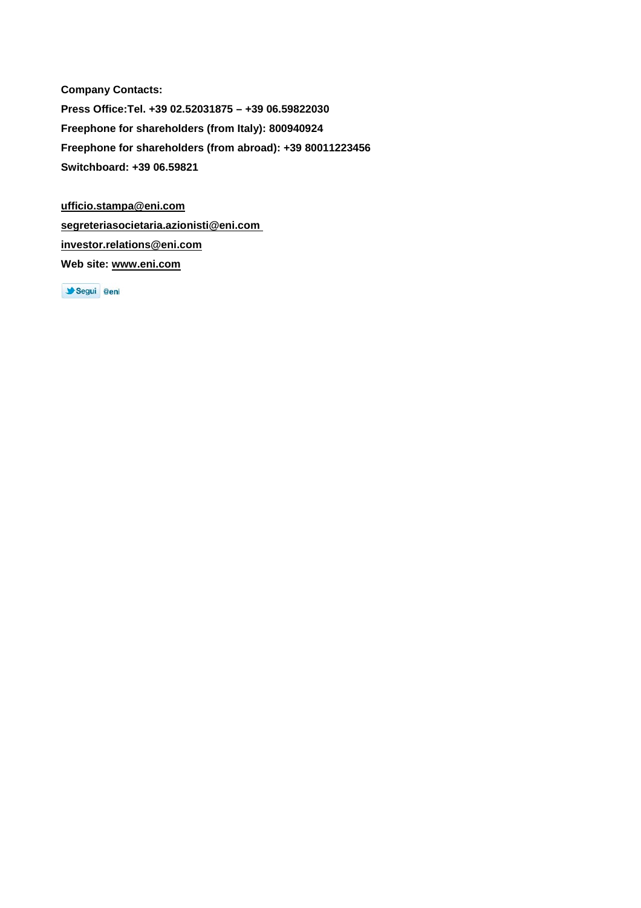**Company Contacts:**

**Press Office:Tel. +39 02.52031875 – +39 06.59822030**

**Freephone for shareholders (from Italy): 800940924**

**Freephone for shareholders (from abroad): +39 80011223456**

**Switchboard: +39 06.59821**

**ufficio.stampa@eni.com**

**segreteriasocietaria.azionisti@eni.com**

**investor.relations@eni.com**

**Web site: www.eni.com**

Segui @eni